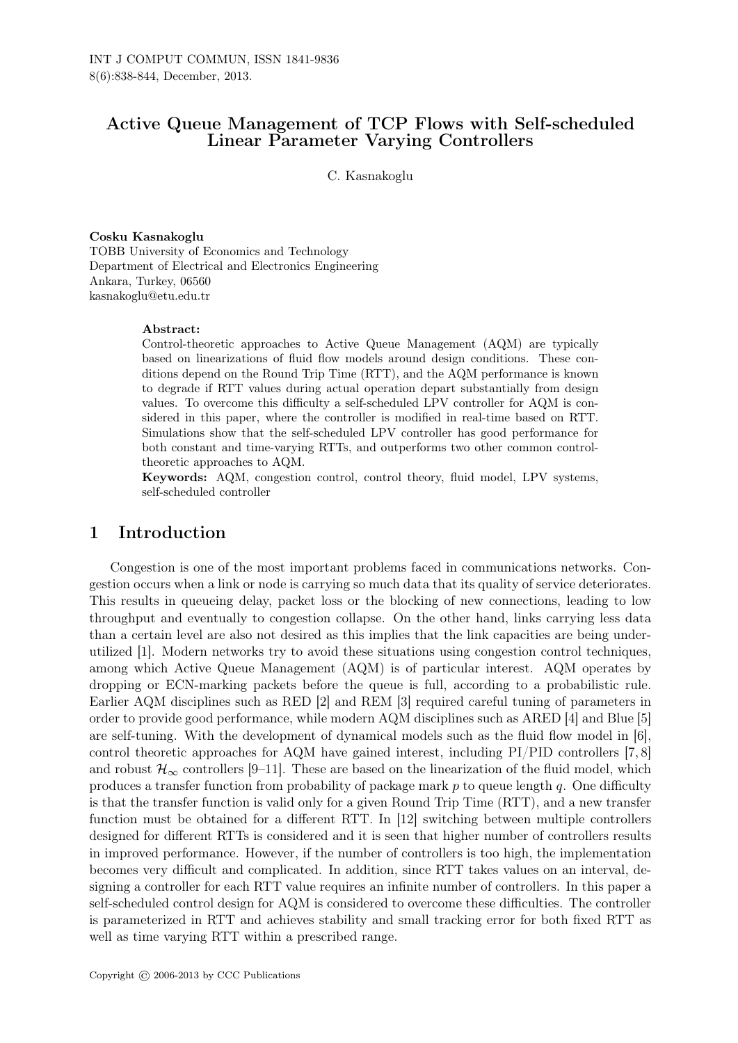# Active Queue Management of TCP Flows with Self-scheduled Linear Parameter Varying Controllers

C. Kasnakoglu

**Cosku Kasnakoglu**
TOBB University of Economics and Technology
Department of Electrical and Electronics Engineering
Ankara, Turkey, 06560
kasnakoglu@etu.edu.tr

**Abstract:**
Control-theoretic approaches to Active Queue Management (AQM) are typically based on linearizations of fluid flow models around design conditions. These conditions depend on the Round Trip Time (RTT), and the AQM performance is known to degrade if RTT values during actual operation depart substantially from design values. To overcome this difficulty a self-scheduled LPV controller for AQM is considered in this paper, where the controller is modified in real-time based on RTT. Simulations show that the self-scheduled LPV controller has good performance for both constant and time-varying RTTs, and outperforms two other common control-theoretic approaches to AQM.
**Keywords:** AQM, congestion control, control theory, fluid model, LPV systems, self-scheduled controller

## 1 Introduction

Congestion is one of the most important problems faced in communications networks. Congestion occurs when a link or node is carrying so much data that its quality of service deteriorates. This results in queueing delay, packet loss or the blocking of new connections, leading to low throughput and eventually to congestion collapse. On the other hand, links carrying less data than a certain level are also not desired as this implies that the link capacities are being underutilized [1]. Modern networks try to avoid these situations using congestion control techniques, among which Active Queue Management (AQM) is of particular interest. AQM operates by dropping or ECN-marking packets before the queue is full, according to a probabilistic rule. Earlier AQM disciplines such as RED [2] and REM [3] required careful tuning of parameters in order to provide good performance, while modern AQM disciplines such as ARED [4] and Blue [5] are self-tuning. With the development of dynamical models such as the fluid flow model in [6], control theoretic approaches for AQM have gained interest, including PI/PID controllers [7, 8] and robust $\mathcal{H}_\infty$ controllers [9–11]. These are based on the linearization of the fluid model, which produces a transfer function from probability of package mark $p$ to queue length $q$. One difficulty is that the transfer function is valid only for a given Round Trip Time (RTT), and a new transfer function must be obtained for a different RTT. In [12] switching between multiple controllers designed for different RTTs is considered and it is seen that higher number of controllers results in improved performance. However, if the number of controllers is too high, the implementation becomes very difficult and complicated. In addition, since RTT takes values on an interval, designing a controller for each RTT value requires an infinite number of controllers. In this paper a self-scheduled control design for AQM is considered to overcome these difficulties. The controller is parameterized in RTT and achieves stability and small tracking error for both fixed RTT as well as time varying RTT within a prescribed range.

Copyright © 2006-2013 by CCC Publications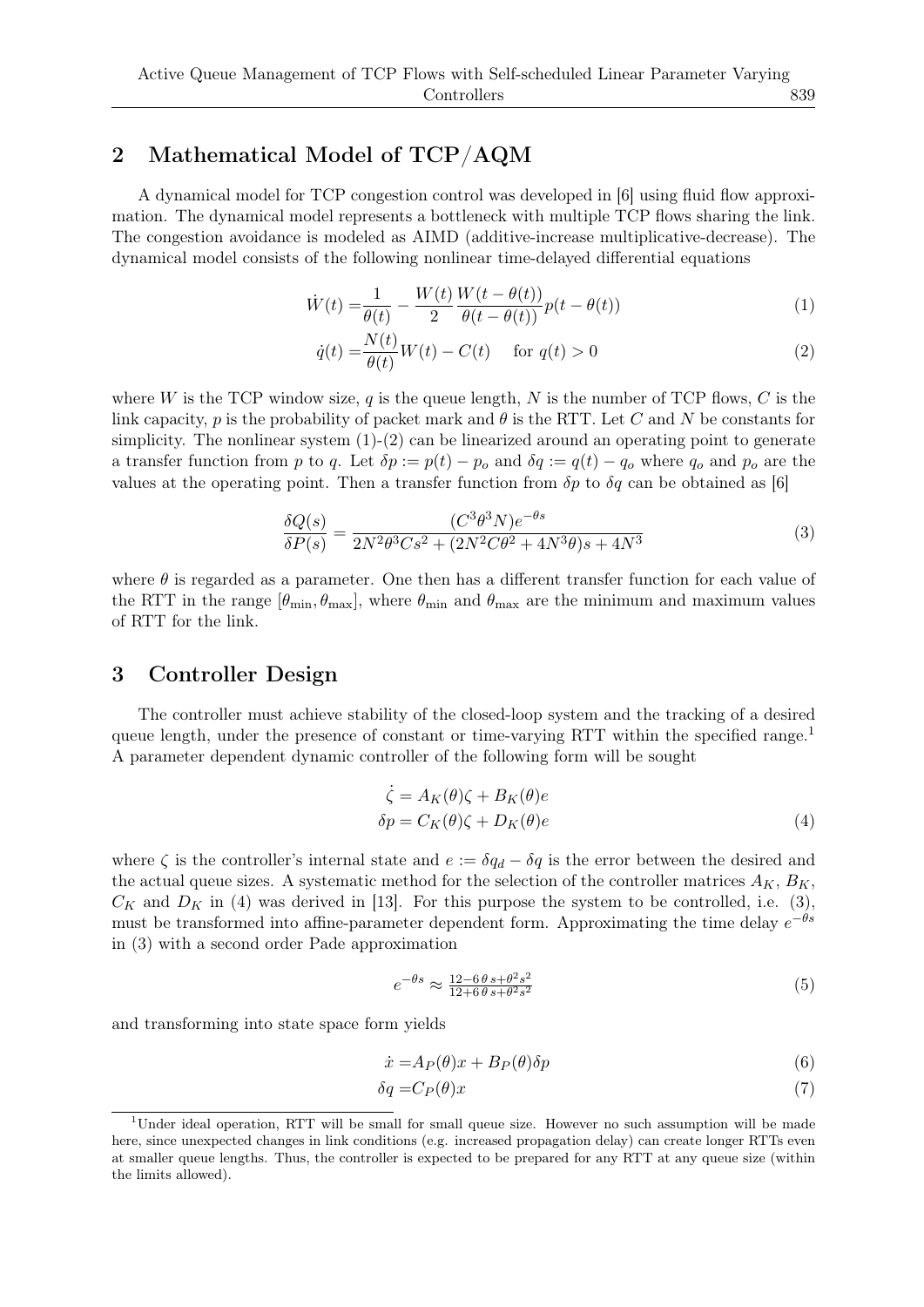## 2 Mathematical Model of TCP/AQM

A dynamical model for TCP congestion control was developed in [6] using fluid flow approximation. The dynamical model represents a bottleneck with multiple TCP flows sharing the link. The congestion avoidance is modeled as AIMD (additive-increase multiplicative-decrease). The dynamical model consists of the following nonlinear time-delayed differential equations

$$\dot{W}(t) = \frac{1}{\theta(t)} - \frac{W(t)}{2}\frac{W(t-\theta(t))}{\theta(t-\theta(t))}p(t-\theta(t)) \tag{1}$$

$$\dot{q}(t) = \frac{N(t)}{\theta(t)}W(t) - C(t) \quad \text{for } q(t) > 0 \tag{2}$$

where $W$ is the TCP window size, $q$ is the queue length, $N$ is the number of TCP flows, $C$ is the link capacity, $p$ is the probability of packet mark and $\theta$ is the RTT. Let $C$ and $N$ be constants for simplicity. The nonlinear system (1)-(2) can be linearized around an operating point to generate a transfer function from $p$ to $q$. Let $\delta p := p(t) - p_o$ and $\delta q := q(t) - q_o$ where $q_o$ and $p_o$ are the values at the operating point. Then a transfer function from $\delta p$ to $\delta q$ can be obtained as [6]

$$\frac{\delta Q(s)}{\delta P(s)} = \frac{(C^3\theta^3 N)e^{-\theta s}}{2N^2\theta^3 C s^2 + (2N^2 C\theta^2 + 4N^3\theta)s + 4N^3} \tag{3}$$

where $\theta$ is regarded as a parameter. One then has a different transfer function for each value of the RTT in the range $[\theta_{\min}, \theta_{\max}]$, where $\theta_{\min}$ and $\theta_{\max}$ are the minimum and maximum values of RTT for the link.

## 3 Controller Design

The controller must achieve stability of the closed-loop system and the tracking of a desired queue length, under the presence of constant or time-varying RTT within the specified range.[1] A parameter dependent dynamic controller of the following form will be sought

$$\begin{aligned}\dot{\zeta} &= A_K(\theta)\zeta + B_K(\theta)e \\ \delta p &= C_K(\theta)\zeta + D_K(\theta)e\end{aligned} \tag{4}$$

where $\zeta$ is the controller's internal state and $e := \delta q_d - \delta q$ is the error between the desired and the actual queue sizes. A systematic method for the selection of the controller matrices $A_K$, $B_K$, $C_K$ and $D_K$ in (4) was derived in [13]. For this purpose the system to be controlled, i.e. (3), must be transformed into affine-parameter dependent form. Approximating the time delay $e^{-\theta s}$ in (3) with a second order Pade approximation

$$e^{-\theta s} \approx \frac{12 - 6\theta s + \theta^2 s^2}{12 + 6\theta s + \theta^2 s^2} \tag{5}$$

and transforming into state space form yields

$$\dot{x} = A_P(\theta)x + B_P(\theta)\delta p \tag{6}$$

$$\delta q = C_P(\theta)x \tag{7}$$

[1] Under ideal operation, RTT will be small for small queue size. However no such assumption will be made here, since unexpected changes in link conditions (e.g. increased propagation delay) can create longer RTTs even at smaller queue lengths. Thus, the controller is expected to be prepared for any RTT at any queue size (within the limits allowed).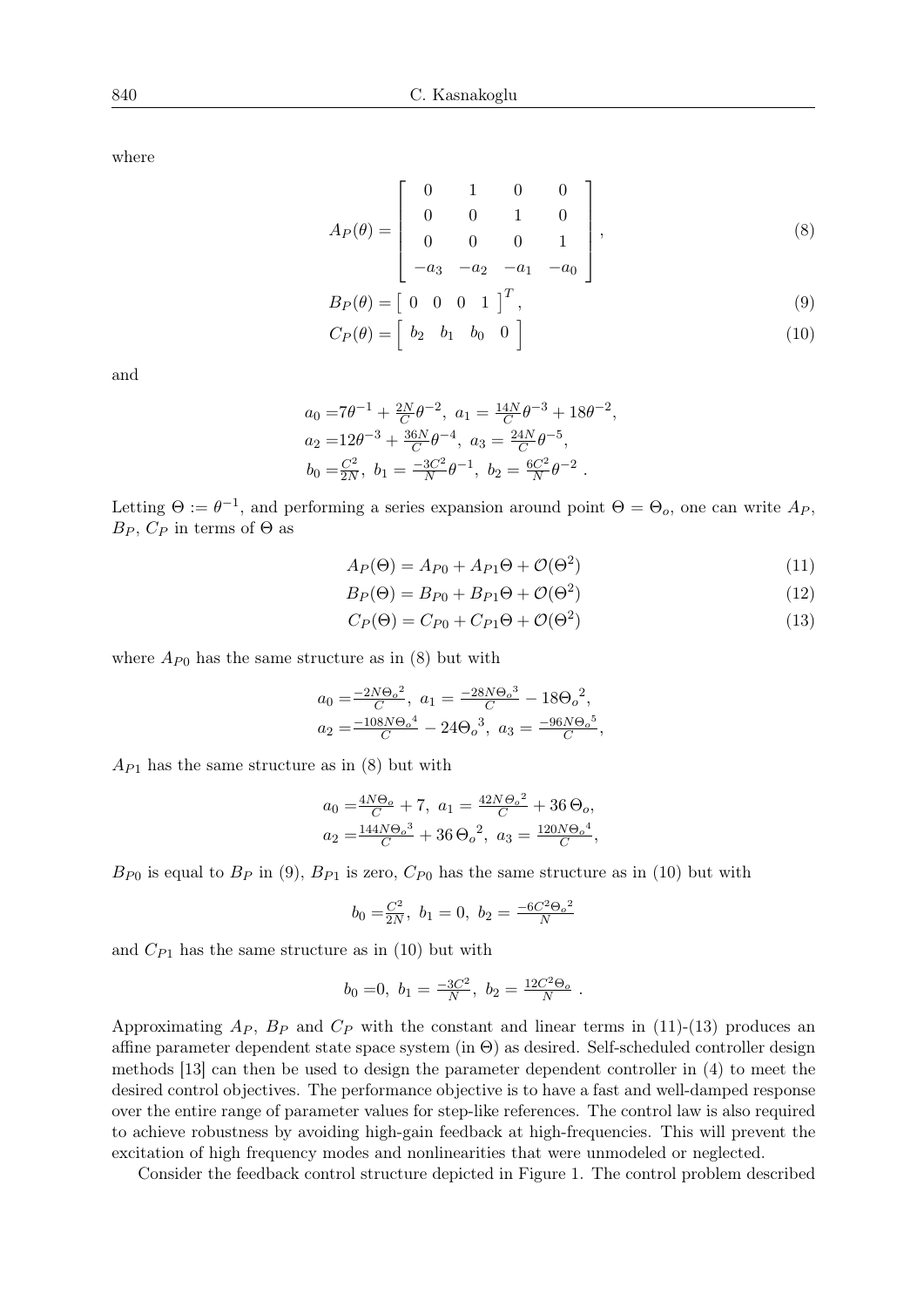where

$$
A_P(\theta) = \begin{bmatrix} 0 & 1 & 0 & 0 \\ 0 & 0 & 1 & 0 \\ 0 & 0 & 0 & 1 \\ -a_3 & -a_2 & -a_1 & -a_0 \end{bmatrix}, \tag{8}
$$

$$
B_P(\theta) = \begin{bmatrix} 0 & 0 & 0 & 1 \end{bmatrix}^T, \tag{9}
$$

$$
C_P(\theta) = \begin{bmatrix} b_2 & b_1 & b_0 & 0 \end{bmatrix} \tag{10}
$$

and

$$
\begin{aligned}
a_0 &= 7\theta^{-1} + \tfrac{2N}{C}\theta^{-2},\ a_1 = \tfrac{14N}{C}\theta^{-3} + 18\theta^{-2}, \\
a_2 &= 12\theta^{-3} + \tfrac{36N}{C}\theta^{-4},\ a_3 = \tfrac{24N}{C}\theta^{-5}, \\
b_0 &= \tfrac{C^2}{2N},\ b_1 = \tfrac{-3C^2}{N}\theta^{-1},\ b_2 = \tfrac{6C^2}{N}\theta^{-2}\ .
\end{aligned}
$$

Letting $\Theta := \theta^{-1}$, and performing a series expansion around point $\Theta = \Theta_o$, one can write $A_P$, $B_P$, $C_P$ in terms of $\Theta$ as

$$
A_P(\Theta) = A_{P0} + A_{P1}\Theta + \mathcal{O}(\Theta^2) \tag{11}
$$

$$
B_P(\Theta) = B_{P0} + B_{P1}\Theta + \mathcal{O}(\Theta^2) \tag{12}
$$

$$
C_P(\Theta) = C_{P0} + C_{P1}\Theta + \mathcal{O}(\Theta^2) \tag{13}
$$

where $A_{P0}$ has the same structure as in (8) but with

$$
\begin{aligned}
a_0 &= \tfrac{-2N{\Theta_o}^2}{C},\ a_1 = \tfrac{-28N{\Theta_o}^3}{C} - 18{\Theta_o}^2, \\
a_2 &= \tfrac{-108N{\Theta_o}^4}{C} - 24{\Theta_o}^3,\ a_3 = \tfrac{-96N{\Theta_o}^5}{C},
\end{aligned}
$$

$A_{P1}$ has the same structure as in (8) but with

$$
\begin{aligned}
a_0 &= \tfrac{4N\Theta_o}{C} + 7,\ a_1 = \tfrac{42N{\Theta_o}^2}{C} + 36\,\Theta_o, \\
a_2 &= \tfrac{144N{\Theta_o}^3}{C} + 36\,{\Theta_o}^2,\ a_3 = \tfrac{120N{\Theta_o}^4}{C},
\end{aligned}
$$

$B_{P0}$ is equal to $B_P$ in (9), $B_{P1}$ is zero, $C_{P0}$ has the same structure as in (10) but with

$$
b_0 = \tfrac{C^2}{2N},\ b_1 = 0,\ b_2 = \tfrac{-6C^2{\Theta_o}^2}{N}
$$

and $C_{P1}$ has the same structure as in (10) but with

$$
b_0 = 0,\ b_1 = \tfrac{-3C^2}{N},\ b_2 = \tfrac{12C^2\Theta_o}{N}\ .
$$

Approximating $A_P$, $B_P$ and $C_P$ with the constant and linear terms in (11)-(13) produces an affine parameter dependent state space system (in $\Theta$) as desired. Self-scheduled controller design methods [13] can then be used to design the parameter dependent controller in (4) to meet the desired control objectives. The performance objective is to have a fast and well-damped response over the entire range of parameter values for step-like references. The control law is also required to achieve robustness by avoiding high-gain feedback at high-frequencies. This will prevent the excitation of high frequency modes and nonlinearities that were unmodeled or neglected.

Consider the feedback control structure depicted in Figure 1. The control problem described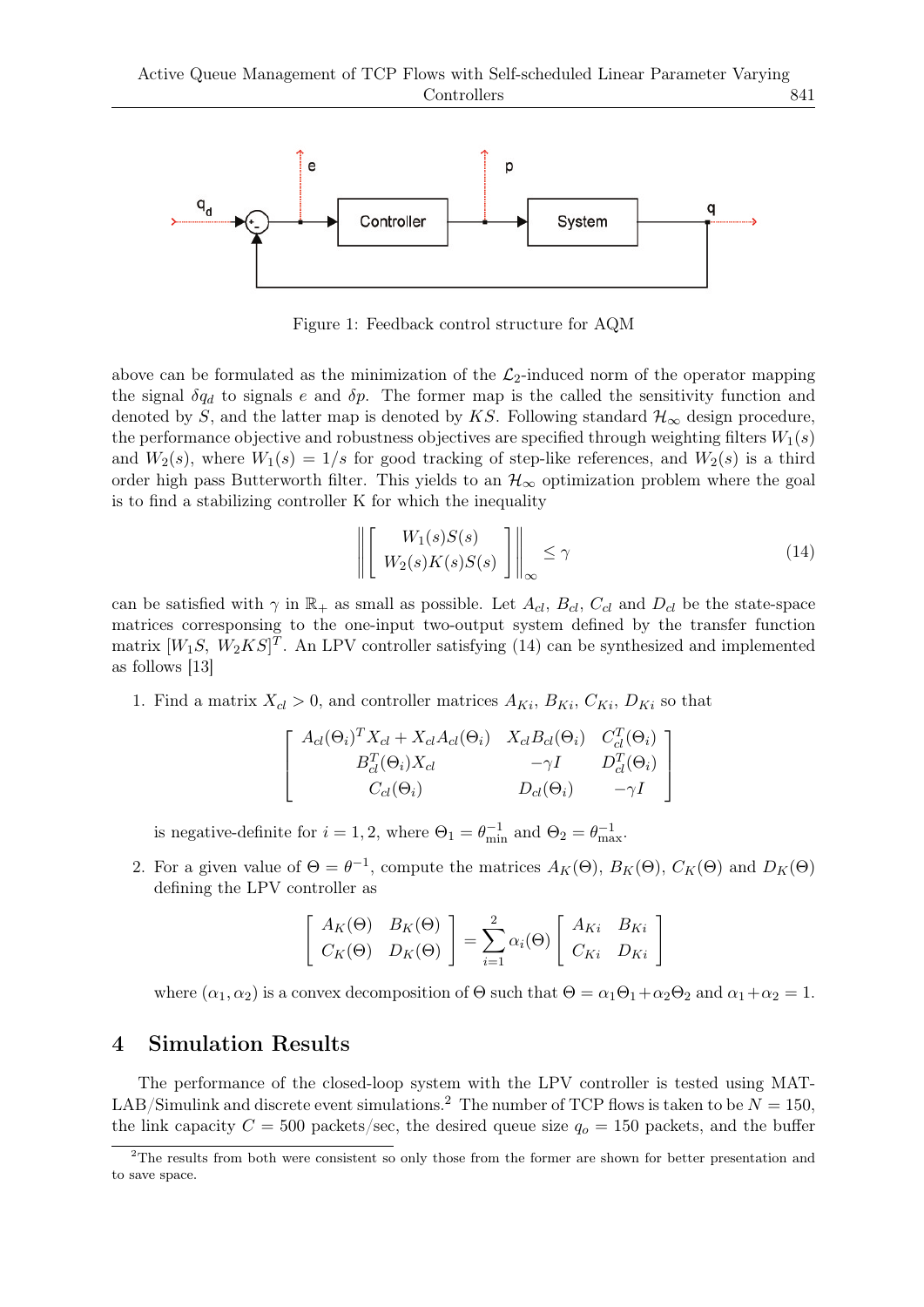Figure 1: Feedback control structure for AQM

above can be formulated as the minimization of the $\mathcal{L}_2$-induced norm of the operator mapping the signal $\delta q_d$ to signals $e$ and $\delta p$. The former map is the called the sensitivity function and denoted by $S$, and the latter map is denoted by $KS$. Following standard $\mathcal{H}_\infty$ design procedure, the performance objective and robustness objectives are specified through weighting filters $W_1(s)$ and $W_2(s)$, where $W_1(s) = 1/s$ for good tracking of step-like references, and $W_2(s)$ is a third order high pass Butterworth filter. This yields to an $\mathcal{H}_\infty$ optimization problem where the goal is to find a stabilizing controller K for which the inequality

$$\left\| \begin{bmatrix} W_1(s)S(s) \\ W_2(s)K(s)S(s) \end{bmatrix} \right\|_\infty \leq \gamma \tag{14}$$

can be satisfied with $\gamma$ in $\mathbb{R}_+$ as small as possible. Let $A_{cl}$, $B_{cl}$, $C_{cl}$ and $D_{cl}$ be the state-space matrices corresponsing to the one-input two-output system defined by the transfer function matrix $[W_1 S,\ W_2 KS]^T$. An LPV controller satisfying (14) can be synthesized and implemented as follows [13]

1. Find a matrix $X_{cl} > 0$, and controller matrices $A_{Ki}$, $B_{Ki}$, $C_{Ki}$, $D_{Ki}$ so that

$$\begin{bmatrix} A_{cl}(\Theta_i)^T X_{cl} + X_{cl} A_{cl}(\Theta_i) & X_{cl} B_{cl}(\Theta_i) & C_{cl}^T(\Theta_i) \\ B_{cl}^T(\Theta_i) X_{cl} & -\gamma I & D_{cl}^T(\Theta_i) \\ C_{cl}(\Theta_i) & D_{cl}(\Theta_i) & -\gamma I \end{bmatrix}$$

is negative-definite for $i = 1, 2$, where $\Theta_1 = \theta_{\min}^{-1}$ and $\Theta_2 = \theta_{\max}^{-1}$.

2. For a given value of $\Theta = \theta^{-1}$, compute the matrices $A_K(\Theta)$, $B_K(\Theta)$, $C_K(\Theta)$ and $D_K(\Theta)$ defining the LPV controller as

$$\begin{bmatrix} A_K(\Theta) & B_K(\Theta) \\ C_K(\Theta) & D_K(\Theta) \end{bmatrix} = \sum_{i=1}^{2} \alpha_i(\Theta) \begin{bmatrix} A_{Ki} & B_{Ki} \\ C_{Ki} & D_{Ki} \end{bmatrix}$$

where $(\alpha_1, \alpha_2)$ is a convex decomposition of $\Theta$ such that $\Theta = \alpha_1 \Theta_1 + \alpha_2 \Theta_2$ and $\alpha_1 + \alpha_2 = 1$.

## 4 Simulation Results

The performance of the closed-loop system with the LPV controller is tested using MATLAB/Simulink and discrete event simulations.[2] The number of TCP flows is taken to be $N = 150$, the link capacity $C = 500$ packets/sec, the desired queue size $q_o = 150$ packets, and the buffer

[2] The results from both were consistent so only those from the former are shown for better presentation and to save space.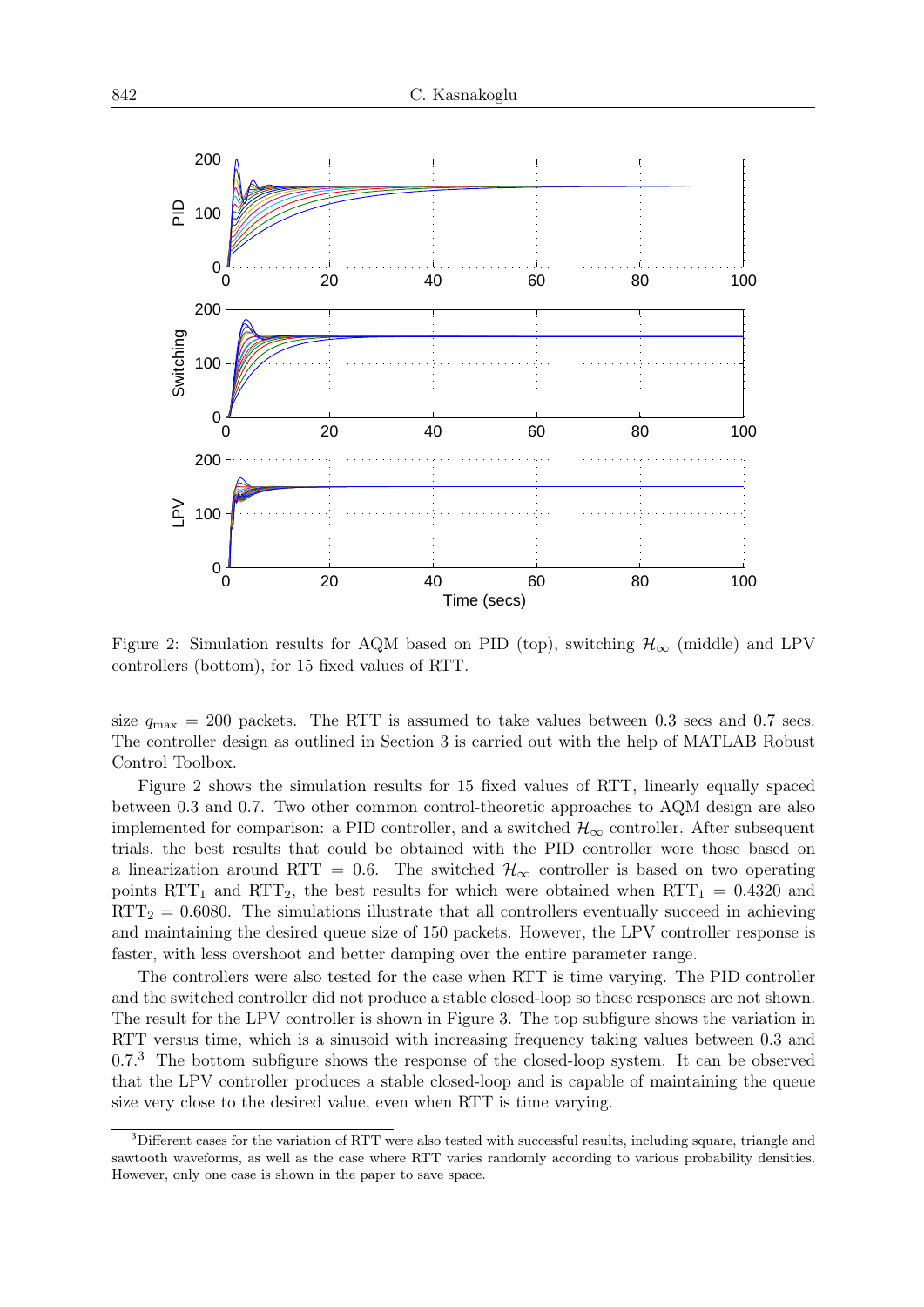PID
200
100
0
0 20 40 60 80 100

Switching
200
100
0
0 20 40 60 80 100

LPV
200
100
0
0 20 40 60 80 100
Time (secs)

Figure 2: Simulation results for AQM based on PID (top), switching $\mathcal{H}_\infty$ (middle) and LPV controllers (bottom), for 15 fixed values of RTT.

size $q_{\max} = 200$ packets. The RTT is assumed to take values between 0.3 secs and 0.7 secs. The controller design as outlined in Section 3 is carried out with the help of MATLAB Robust Control Toolbox.

Figure 2 shows the simulation results for 15 fixed values of RTT, linearly equally spaced between 0.3 and 0.7. Two other common control-theoretic approaches to AQM design are also implemented for comparison: a PID controller, and a switched $\mathcal{H}_\infty$ controller. After subsequent trials, the best results that could be obtained with the PID controller were those based on a linearization around RTT $= 0.6$. The switched $\mathcal{H}_\infty$ controller is based on two operating points $\text{RTT}_1$ and $\text{RTT}_2$, the best results for which were obtained when $\text{RTT}_1 = 0.4320$ and $\text{RTT}_2 = 0.6080$. The simulations illustrate that all controllers eventually succeed in achieving and maintaining the desired queue size of 150 packets. However, the LPV controller response is faster, with less overshoot and better damping over the entire parameter range.

The controllers were also tested for the case when RTT is time varying. The PID controller and the switched controller did not produce a stable closed-loop so these responses are not shown. The result for the LPV controller is shown in Figure 3. The top subfigure shows the variation in RTT versus time, which is a sinusoid with increasing frequency taking values between 0.3 and 0.7.[3] The bottom subfigure shows the response of the closed-loop system. It can be observed that the LPV controller produces a stable closed-loop and is capable of maintaining the queue size very close to the desired value, even when RTT is time varying.

[3] Different cases for the variation of RTT were also tested with successful results, including square, triangle and sawtooth waveforms, as well as the case where RTT varies randomly according to various probability densities. However, only one case is shown in the paper to save space.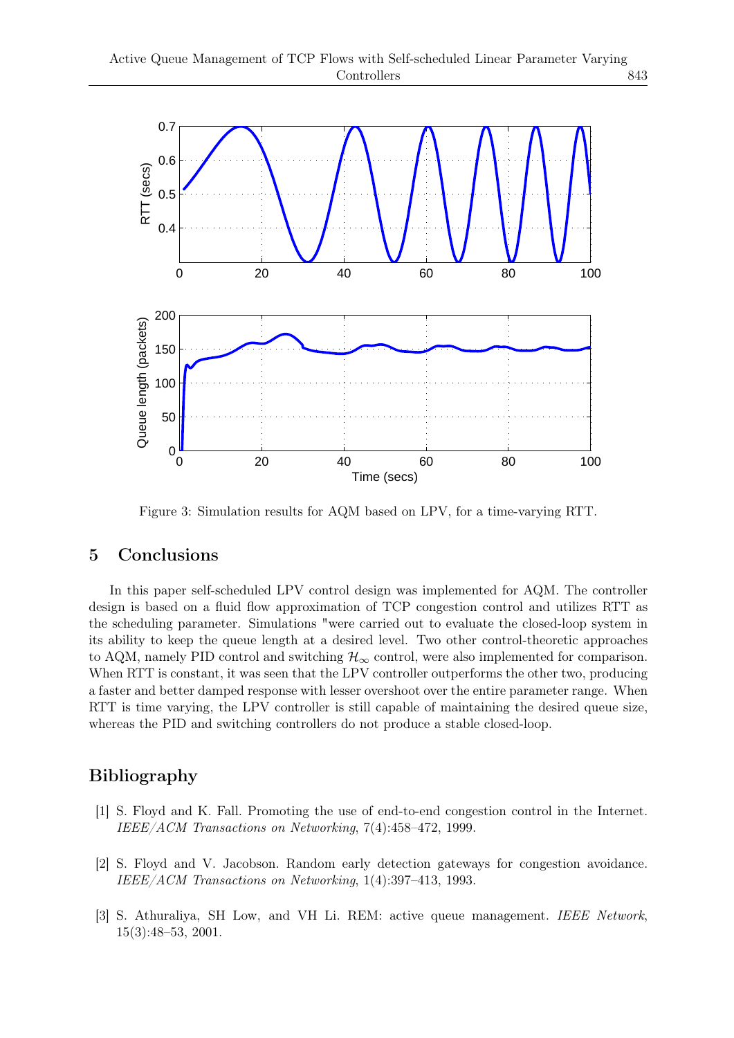0.7
0.6
0.5
0.4
RTT (secs)
0 20 40 60 80 100

200
150
100
50
0
Queue length (packets)
0 20 40 60 80 100
Time (secs)

Figure 3: Simulation results for AQM based on LPV, for a time-varying RTT.

## 5 Conclusions

In this paper self-scheduled LPV control design was implemented for AQM. The controller design is based on a fluid flow approximation of TCP congestion control and utilizes RTT as the scheduling parameter. Simulations "were carried out to evaluate the closed-loop system in its ability to keep the queue length at a desired level. Two other control-theoretic approaches to AQM, namely PID control and switching $\mathcal{H}_\infty$ control, were also implemented for comparison. When RTT is constant, it was seen that the LPV controller outperforms the other two, producing a faster and better damped response with lesser overshoot over the entire parameter range. When RTT is time varying, the LPV controller is still capable of maintaining the desired queue size, whereas the PID and switching controllers do not produce a stable closed-loop.

## Bibliography

[1] S. Floyd and K. Fall. Promoting the use of end-to-end congestion control in the Internet. *IEEE/ACM Transactions on Networking*, 7(4):458–472, 1999.

[2] S. Floyd and V. Jacobson. Random early detection gateways for congestion avoidance. *IEEE/ACM Transactions on Networking*, 1(4):397–413, 1993.

[3] S. Athuraliya, SH Low, and VH Li. REM: active queue management. *IEEE Network*, 15(3):48–53, 2001.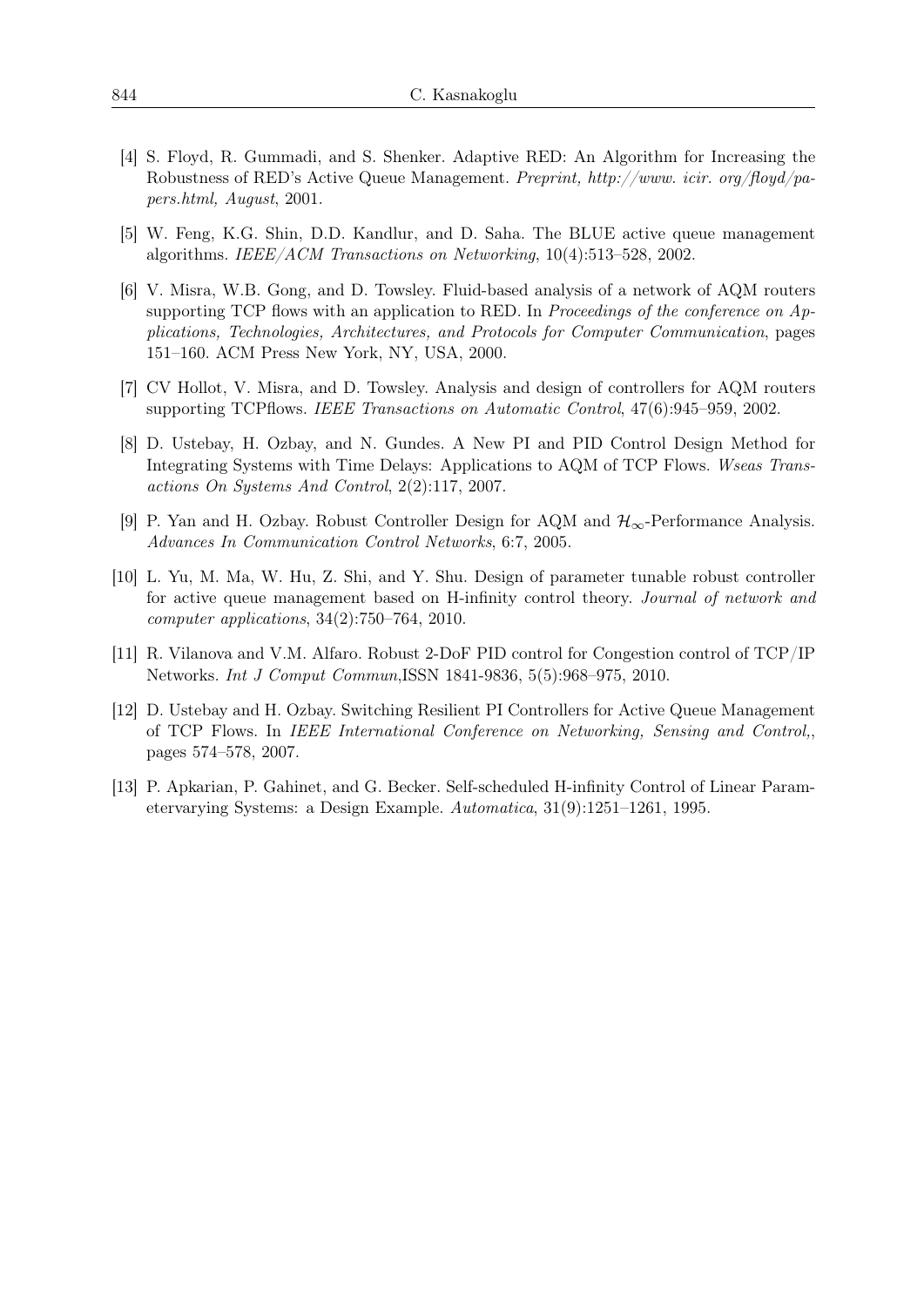[4] S. Floyd, R. Gummadi, and S. Shenker. Adaptive RED: An Algorithm for Increasing the Robustness of RED's Active Queue Management. *Preprint, http://www. icir. org/floyd/papers.html, August*, 2001.

[5] W. Feng, K.G. Shin, D.D. Kandlur, and D. Saha. The BLUE active queue management algorithms. *IEEE/ACM Transactions on Networking*, 10(4):513–528, 2002.

[6] V. Misra, W.B. Gong, and D. Towsley. Fluid-based analysis of a network of AQM routers supporting TCP flows with an application to RED. In *Proceedings of the conference on Applications, Technologies, Architectures, and Protocols for Computer Communication*, pages 151–160. ACM Press New York, NY, USA, 2000.

[7] CV Hollot, V. Misra, and D. Towsley. Analysis and design of controllers for AQM routers supporting TCPflows. *IEEE Transactions on Automatic Control*, 47(6):945–959, 2002.

[8] D. Ustebay, H. Ozbay, and N. Gundes. A New PI and PID Control Design Method for Integrating Systems with Time Delays: Applications to AQM of TCP Flows. *Wseas Transactions On Systems And Control*, 2(2):117, 2007.

[9] P. Yan and H. Ozbay. Robust Controller Design for AQM and $\mathcal{H}_\infty$-Performance Analysis. *Advances In Communication Control Networks*, 6:7, 2005.

[10] L. Yu, M. Ma, W. Hu, Z. Shi, and Y. Shu. Design of parameter tunable robust controller for active queue management based on H-infinity control theory. *Journal of network and computer applications*, 34(2):750–764, 2010.

[11] R. Vilanova and V.M. Alfaro. Robust 2-DoF PID control for Congestion control of TCP/IP Networks. *Int J Comput Commun*,ISSN 1841-9836, 5(5):968–975, 2010.

[12] D. Ustebay and H. Ozbay. Switching Resilient PI Controllers for Active Queue Management of TCP Flows. In *IEEE International Conference on Networking, Sensing and Control,*, pages 574–578, 2007.

[13] P. Apkarian, P. Gahinet, and G. Becker. Self-scheduled H-infinity Control of Linear Parametervarying Systems: a Design Example. *Automatica*, 31(9):1251–1261, 1995.